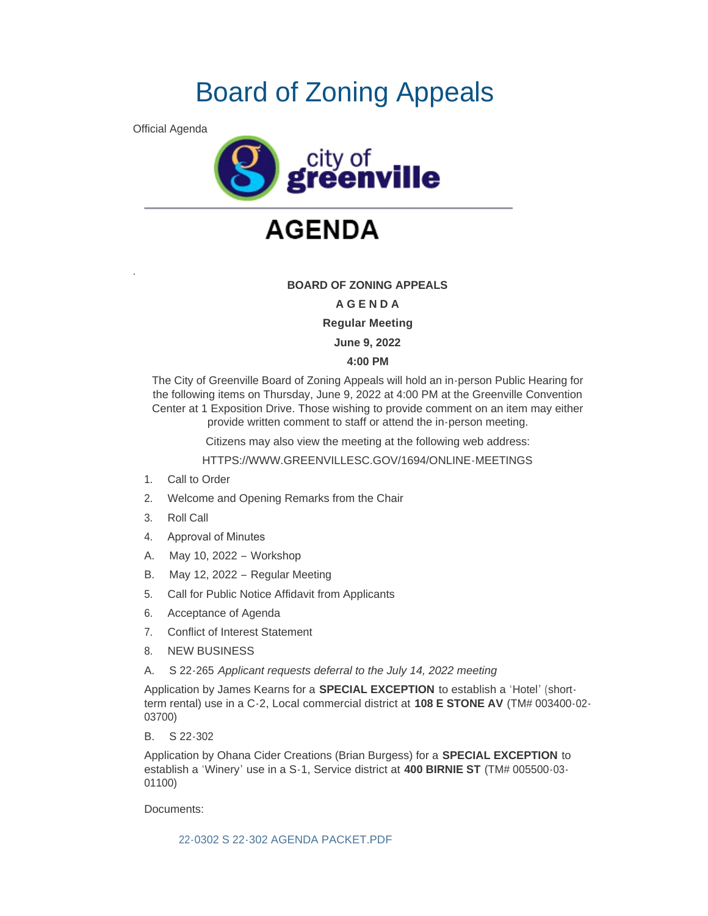# Board of Zoning Appeals

Official Agenda

city of greenville

# AGENDA

.

**BOARD OF ZONING APPEALS**

**A G E N D A**

**Regular Meeting**

**June 9, 2022**

**4:00 PM**

The City of Greenville Board of Zoning Appeals will hold an in-person Public Hearing for the following items on Thursday, June 9, 2022 at 4:00 PM at the Greenville Convention Center at 1 Exposition Drive. Those wishing to provide comment on an item may either provide written comment to staff or attend the in-person meeting.

Citizens may also view the meeting at the following web address:

HTTPS://WWW.GREENVILLESC.GOV/1694/ONLINE-MEETINGS

1. Call to Order
2. Welcome and Opening Remarks from the Chair
3. Roll Call
4. Approval of Minutes

A. May 10, 2022 – Workshop

B. May 12, 2022 – Regular Meeting

5. Call for Public Notice Affidavit from Applicants
6. Acceptance of Agenda
7. Conflict of Interest Statement
8. NEW BUSINESS

A. S 22-265 *Applicant requests deferral to the July 14, 2022 meeting*

Application by James Kearns for a **SPECIAL EXCEPTION** to establish a 'Hotel' (short-term rental) use in a C-2, Local commercial district at **108 E STONE AV** (TM# 003400-02-03700)

B. S 22-302

Application by Ohana Cider Creations (Brian Burgess) for a **SPECIAL EXCEPTION** to establish a 'Winery' use in a S-1, Service district at **400 BIRNIE ST** (TM# 005500-03-01100)

Documents:

22-0302 S 22-302 AGENDA PACKET.PDF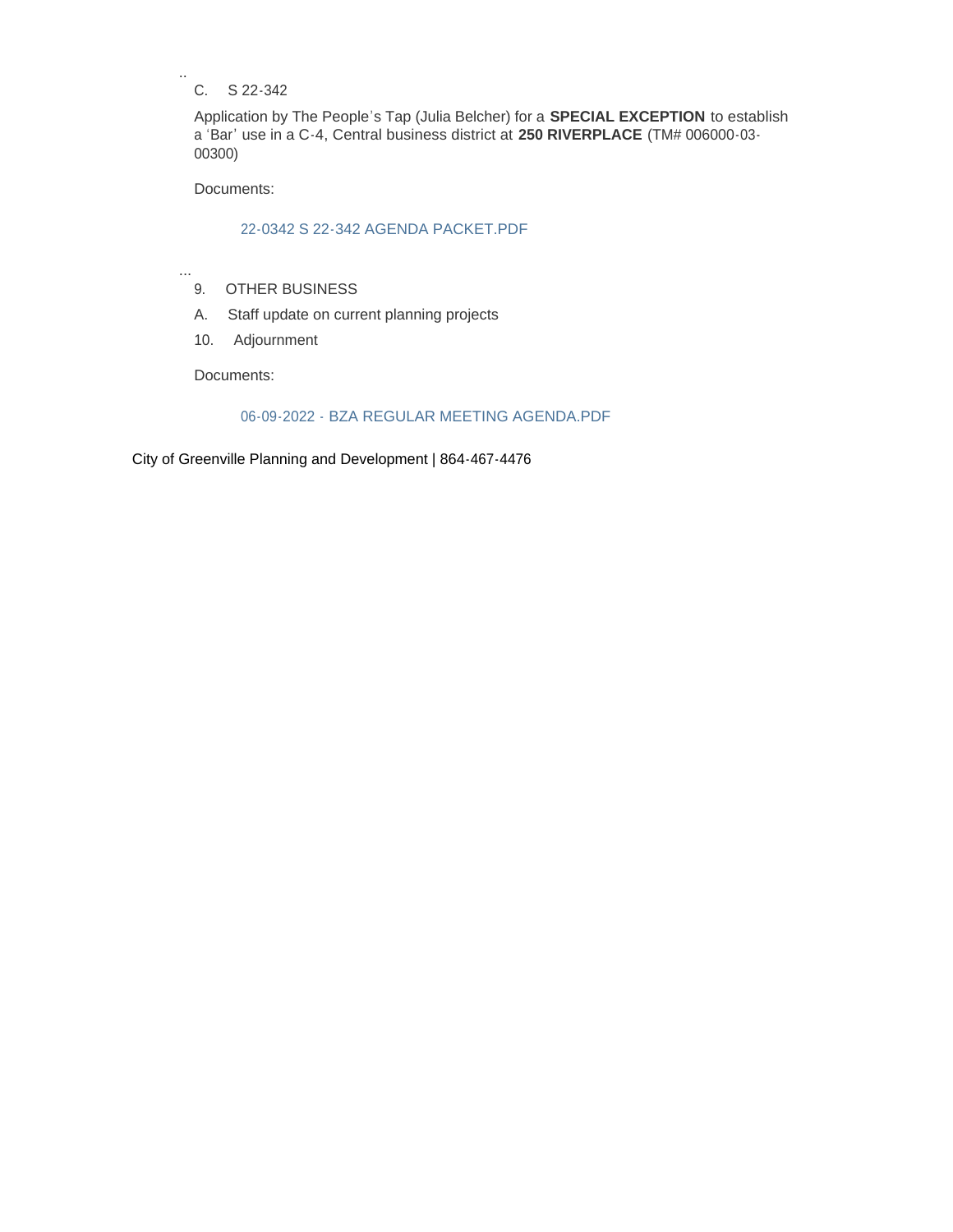..

C. S 22-342

Application by The People's Tap (Julia Belcher) for a **SPECIAL EXCEPTION** to establish a 'Bar' use in a C-4, Central business district at **250 RIVERPLACE** (TM# 006000-03-00300)

Documents:

22-0342 S 22-342 AGENDA PACKET.PDF

...

9. OTHER BUSINESS

A. Staff update on current planning projects

10. Adjournment

Documents:

06-09-2022 - BZA REGULAR MEETING AGENDA.PDF

City of Greenville Planning and Development | 864-467-4476